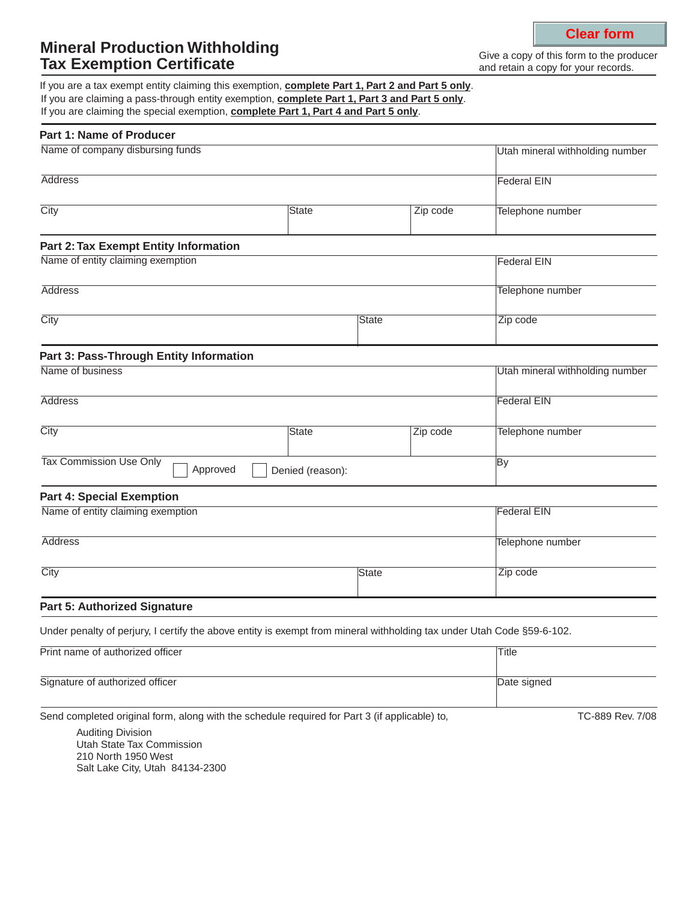# Mineral Production Withholding Tax Exemption Certificate

Clear form

Give a copy of this form to the producer and retain a copy for your records.

If you are a tax exempt entity claiming this exemption, **complete Part 1, Part 2 and Part 5 only**.
If you are claiming a pass-through entity exemption, **complete Part 1, Part 3 and Part 5 only**.
If you are claiming the special exemption, **complete Part 1, Part 4 and Part 5 only**.

## Part 1: Name of Producer

| Name of company disbursing funds | | | Utah mineral withholding number |
|---|---|---|---|
| Address | | | Federal EIN |
| City | State | Zip code | Telephone number |

## Part 2: Tax Exempt Entity Information

| Name of entity claiming exemption | | Federal EIN |
|---|---|---|
| Address | | Telephone number |
| City | State | Zip code |

## Part 3: Pass-Through Entity Information

| Name of business | | | Utah mineral withholding number |
|---|---|---|---|
| Address | | | Federal EIN |
| City | State | Zip code | Telephone number |
| Tax Commission Use Only ☐ Approved ☐ Denied (reason): | | | By |

## Part 4: Special Exemption

| Name of entity claiming exemption | | Federal EIN |
|---|---|---|
| Address | | Telephone number |
| City | State | Zip code |

## Part 5: Authorized Signature

Under penalty of perjury, I certify the above entity is exempt from mineral withholding tax under Utah Code §59-6-102.

| Print name of authorized officer | Title |
|---|---|
| Signature of authorized officer | Date signed |

Send completed original form, along with the schedule required for Part 3 (if applicable) to,

Auditing Division
Utah State Tax Commission
210 North 1950 West
Salt Lake City, Utah 84134-2300

TC-889 Rev. 7/08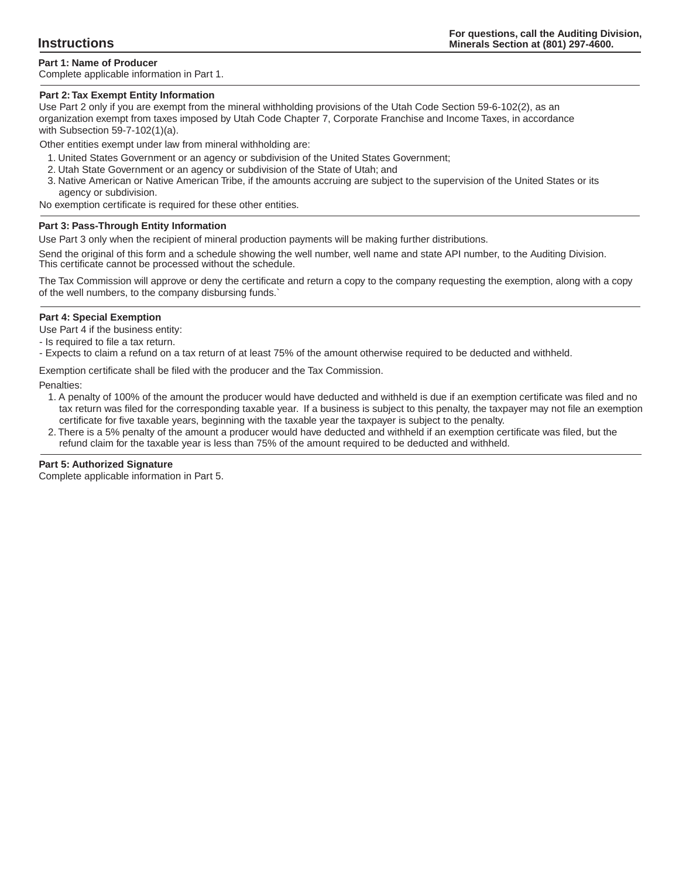## Instructions

**For questions, call the Auditing Division, Minerals Section at (801) 297-4600.**

**Part 1: Name of Producer**

Complete applicable information in Part 1.

**Part 2: Tax Exempt Entity Information**

Use Part 2 only if you are exempt from the mineral withholding provisions of the Utah Code Section 59-6-102(2), as an organization exempt from taxes imposed by Utah Code Chapter 7, Corporate Franchise and Income Taxes, in accordance with Subsection 59-7-102(1)(a).

Other entities exempt under law from mineral withholding are:

1. United States Government or an agency or subdivision of the United States Government;
2. Utah State Government or an agency or subdivision of the State of Utah; and
3. Native American or Native American Tribe, if the amounts accruing are subject to the supervision of the United States or its agency or subdivision.

No exemption certificate is required for these other entities.

**Part 3: Pass-Through Entity Information**

Use Part 3 only when the recipient of mineral production payments will be making further distributions.

Send the original of this form and a schedule showing the well number, well name and state API number, to the Auditing Division. This certificate cannot be processed without the schedule.

The Tax Commission will approve or deny the certificate and return a copy to the company requesting the exemption, along with a copy of the well numbers, to the company disbursing funds.`

**Part 4: Special Exemption**

Use Part 4 if the business entity:

- Is required to file a tax return.
- Expects to claim a refund on a tax return of at least 75% of the amount otherwise required to be deducted and withheld.

Exemption certificate shall be filed with the producer and the Tax Commission.

Penalties:

1. A penalty of 100% of the amount the producer would have deducted and withheld is due if an exemption certificate was filed and no tax return was filed for the corresponding taxable year. If a business is subject to this penalty, the taxpayer may not file an exemption certificate for five taxable years, beginning with the taxable year the taxpayer is subject to the penalty.
2. There is a 5% penalty of the amount a producer would have deducted and withheld if an exemption certificate was filed, but the refund claim for the taxable year is less than 75% of the amount required to be deducted and withheld.

**Part 5: Authorized Signature**

Complete applicable information in Part 5.